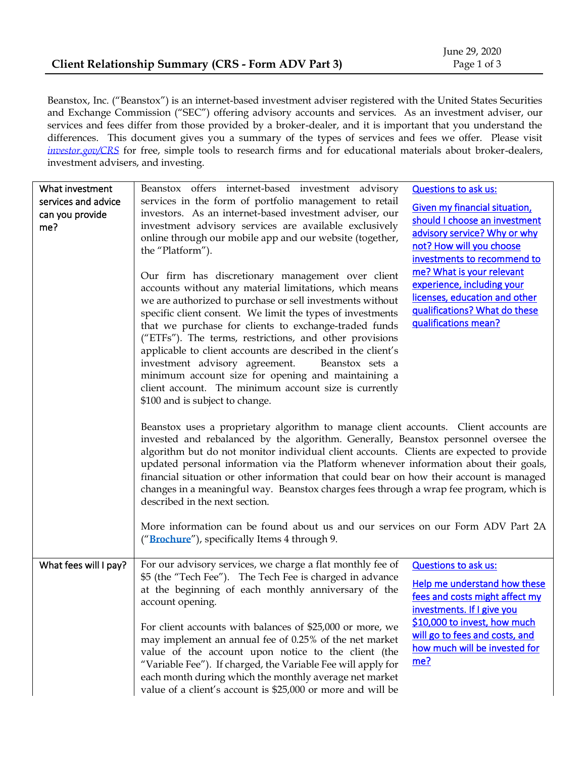# Client Relationship Summary (CRS - Form ADV Part 3)

June 29, 2020

Beanstox, Inc. ("Beanstox") is an internet-based investment adviser registered with the United States Securities and Exchange Commission ("SEC") offering advisory accounts and services. As an investment adviser, our services and fees differ from those provided by a broker-dealer, and it is important that you understand the differences. This document gives you a summary of the types of services and fees we offer. Please visit *investor.gov/CRS* for free, simple tools to research firms and for educational materials about broker-dealers, investment advisers, and investing.

## What investment services and advice can you provide me?

Beanstox offers internet-based investment advisory services in the form of portfolio management to retail investors. As an internet-based investment adviser, our investment advisory services are available exclusively online through our mobile app and our website (together, the "Platform").

Our firm has discretionary management over client accounts without any material limitations, which means we are authorized to purchase or sell investments without specific client consent. We limit the types of investments that we purchase for clients to exchange-traded funds ("ETFs"). The terms, restrictions, and other provisions applicable to client accounts are described in the client's investment advisory agreement. Beanstox sets a minimum account size for opening and maintaining a client account. The minimum account size is currently $100 and is subject to change.

**Questions to ask us:**

Given my financial situation, should I choose an investment advisory service? Why or why not? How will you choose investments to recommend to me? What is your relevant experience, including your licenses, education and other qualifications? What do these qualifications mean?

Beanstox uses a proprietary algorithm to manage client accounts. Client accounts are invested and rebalanced by the algorithm. Generally, Beanstox personnel oversee the algorithm but do not monitor individual client accounts. Clients are expected to provide updated personal information via the Platform whenever information about their goals, financial situation or other information that could bear on how their account is managed changes in a meaningful way. Beanstox charges fees through a wrap fee program, which is described in the next section.

More information can be found about us and our services on our Form ADV Part 2A ("**Brochure**"), specifically Items 4 through 9.

## What fees will I pay?

For our advisory services, we charge a flat monthly fee of $5 (the "Tech Fee"). The Tech Fee is charged in advance at the beginning of each monthly anniversary of the account opening.

For client accounts with balances of $25,000 or more, we may implement an annual fee of 0.25% of the net market value of the account upon notice to the client (the "Variable Fee"). If charged, the Variable Fee will apply for each month during which the monthly average net market value of a client's account is $25,000 or more and will be

**Questions to ask us:**

Help me understand how these fees and costs might affect my investments. If I give you $10,000 to invest, how much will go to fees and costs, and how much will be invested for me?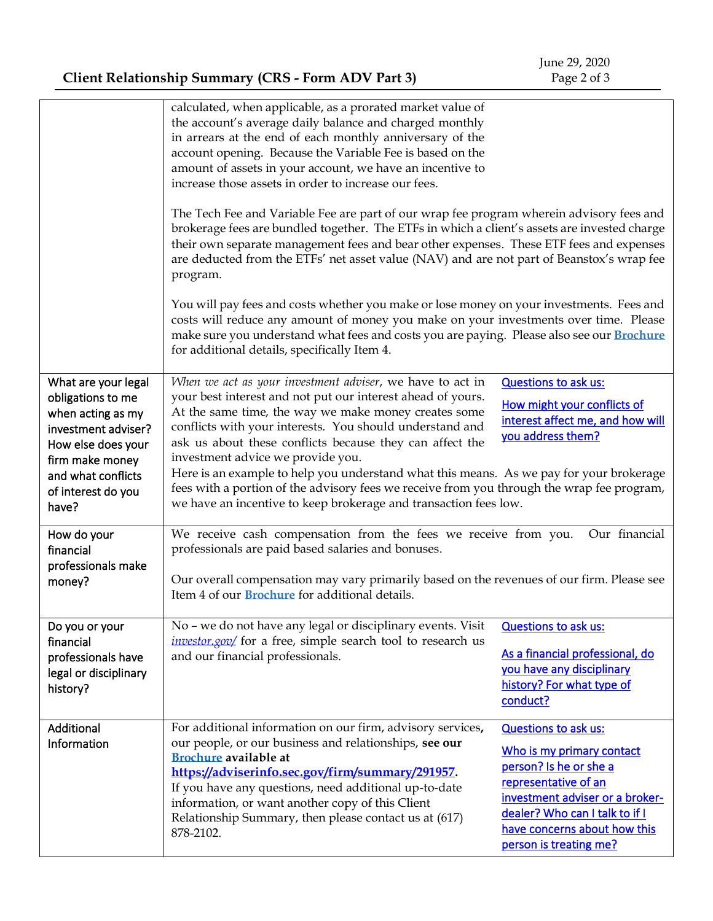| | |
|---|---|
| | calculated, when applicable, as a prorated market value of the account's average daily balance and charged monthly in arrears at the end of each monthly anniversary of the account opening. Because the Variable Fee is based on the amount of assets in your account, we have an incentive to increase those assets in order to increase our fees.<br><br>The Tech Fee and Variable Fee are part of our wrap fee program wherein advisory fees and brokerage fees are bundled together. The ETFs in which a client's assets are invested charge their own separate management fees and bear other expenses. These ETF fees and expenses are deducted from the ETFs' net asset value (NAV) and are not part of Beanstox's wrap fee program.<br><br>You will pay fees and costs whether you make or lose money on your investments. Fees and costs will reduce any amount of money you make on your investments over time. Please make sure you understand what fees and costs you are paying. Please also see our **Brochure** for additional details, specifically Item 4. |
| What are your legal obligations to me when acting as my investment adviser? How else does your firm make money and what conflicts of interest do you have? | *When we act as your investment adviser*, we have to act in your best interest and not put our interest ahead of yours. At the same time, the way we make money creates some conflicts with your interests. You should understand and ask us about these conflicts because they can affect the investment advice we provide you.<br>Here is an example to help you understand what this means. As we pay for your brokerage fees with a portion of the advisory fees we receive from you through the wrap fee program, we have an incentive to keep brokerage and transaction fees low.<br><br>Questions to ask us:<br>How might your conflicts of interest affect me, and how will you address them? |
| How do your financial professionals make money? | We receive cash compensation from the fees we receive from you. Our financial professionals are paid based salaries and bonuses.<br><br>Our overall compensation may vary primarily based on the revenues of our firm. Please see Item 4 of our **Brochure** for additional details. |
| Do you or your financial professionals have legal or disciplinary history? | No – we do not have any legal or disciplinary events. Visit *investor.gov/* for a free, simple search tool to research us and our financial professionals.<br><br>Questions to ask us:<br>As a financial professional, do you have any disciplinary history? For what type of conduct? |
| Additional Information | For additional information on our firm, advisory services, our people, or our business and relationships, **see our Brochure available at https://adviserinfo.sec.gov/firm/summary/291957.**<br>If you have any questions, need additional up-to-date information, or want another copy of this Client Relationship Summary, then please contact us at (617) 878-2102.<br><br>Questions to ask us:<br>Who is my primary contact person? Is he or she a representative of an investment adviser or a broker-dealer? Who can I talk to if I have concerns about how this person is treating me? |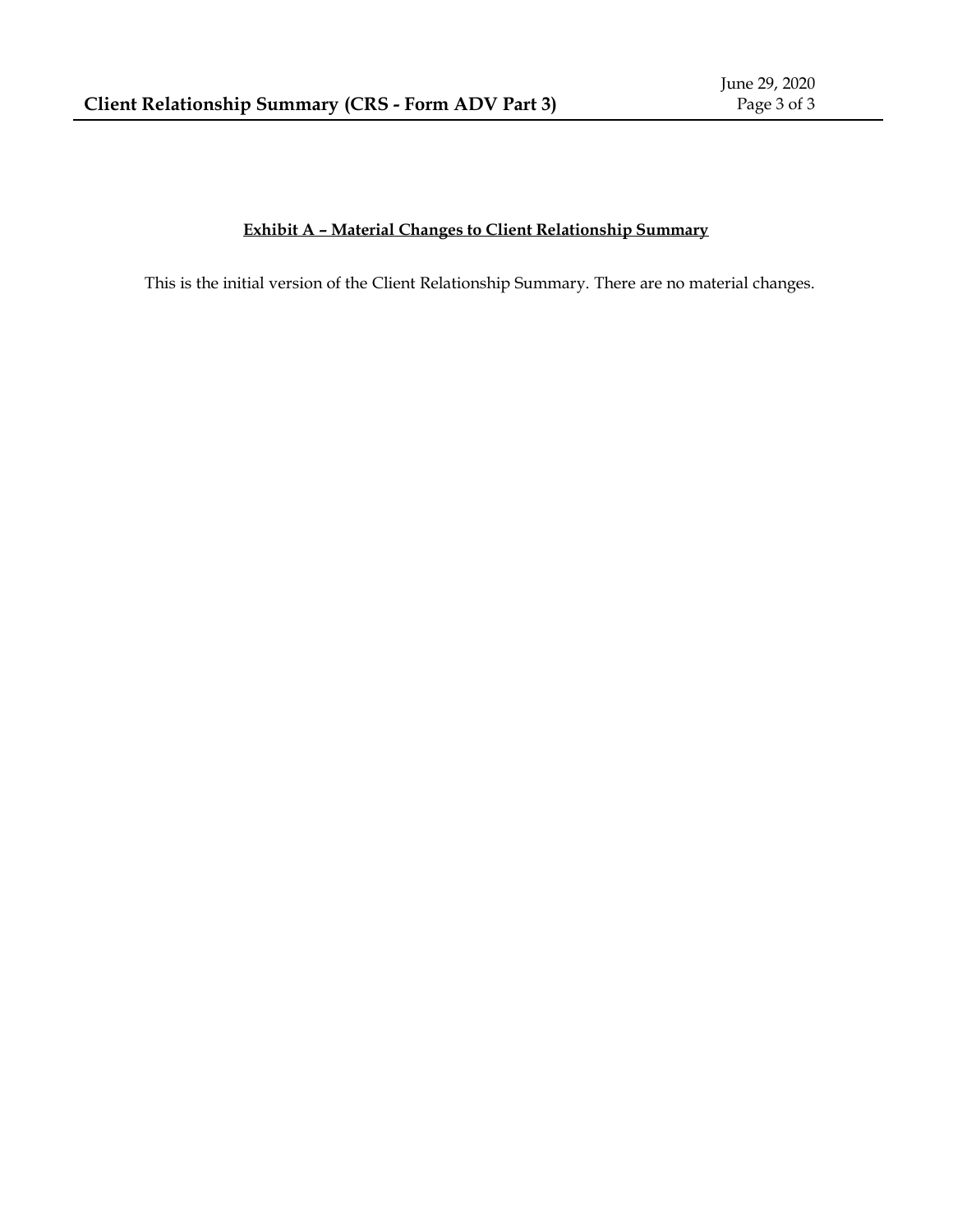**Exhibit A – Material Changes to Client Relationship Summary**

This is the initial version of the Client Relationship Summary. There are no material changes.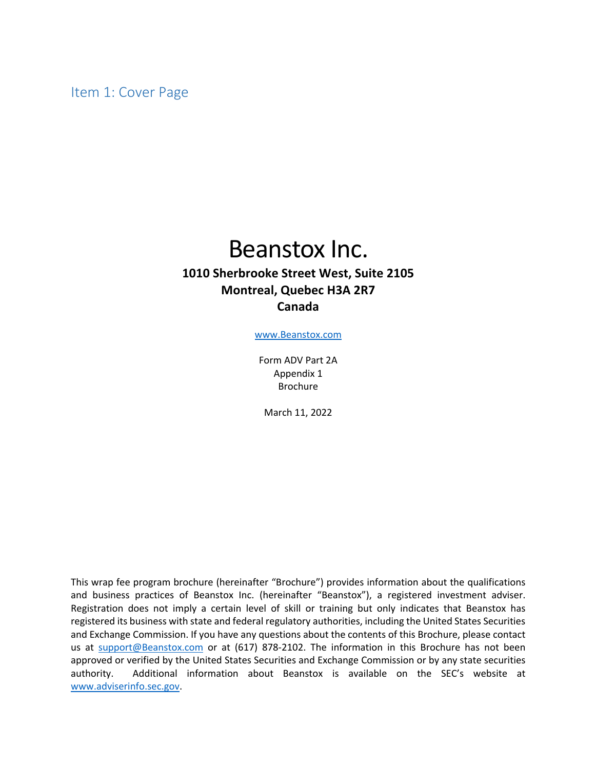## Item 1: Cover Page

# Beanstox Inc.

**1010 Sherbrooke Street West, Suite 2105**
**Montreal, Quebec H3A 2R7**
**Canada**

www.Beanstox.com

Form ADV Part 2A
Appendix 1
Brochure

March 11, 2022

This wrap fee program brochure (hereinafter "Brochure") provides information about the qualifications and business practices of Beanstox Inc. (hereinafter "Beanstox"), a registered investment adviser. Registration does not imply a certain level of skill or training but only indicates that Beanstox has registered its business with state and federal regulatory authorities, including the United States Securities and Exchange Commission. If you have any questions about the contents of this Brochure, please contact us at support@Beanstox.com or at (617) 878-2102. The information in this Brochure has not been approved or verified by the United States Securities and Exchange Commission or by any state securities authority. Additional information about Beanstox is available on the SEC's website at www.adviserinfo.sec.gov.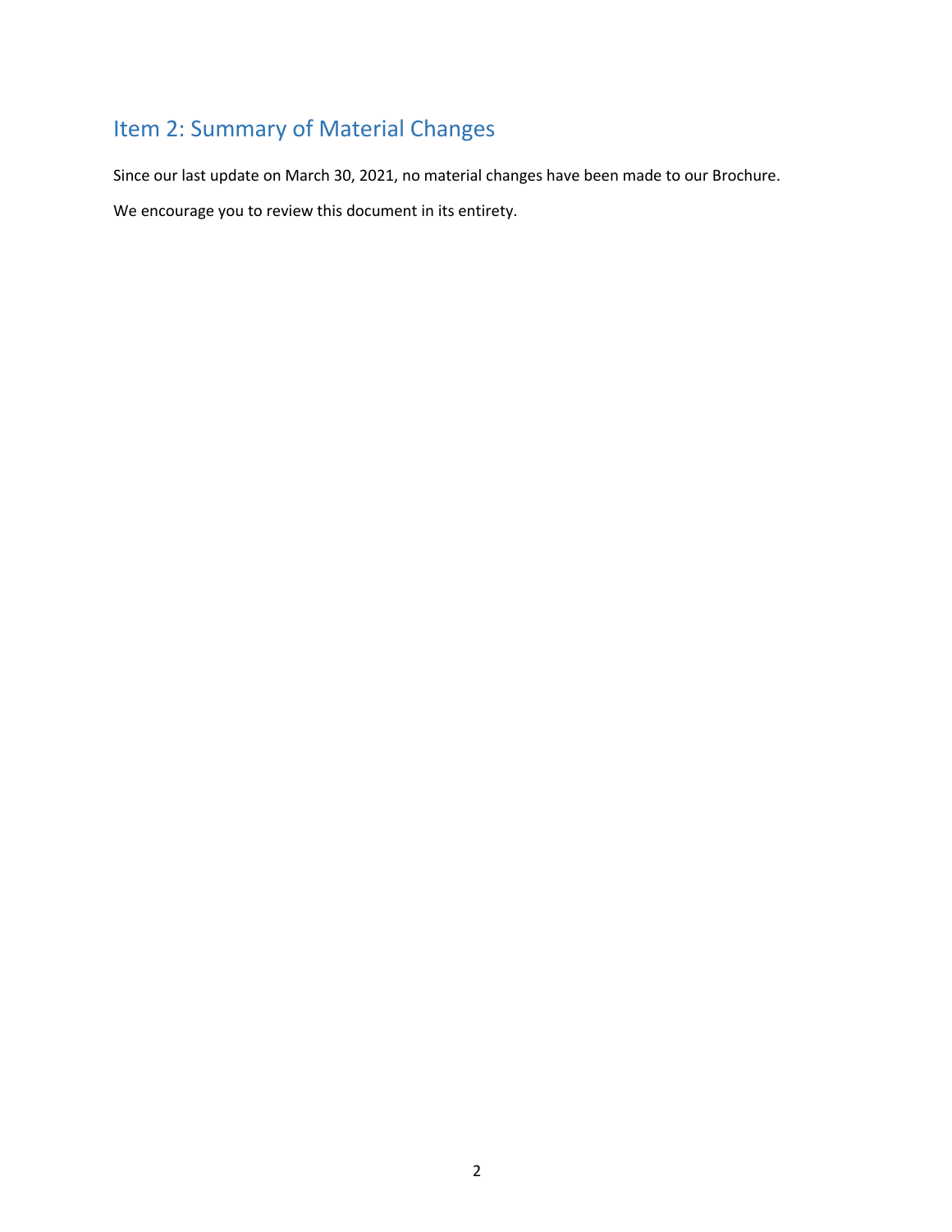## Item 2: Summary of Material Changes

Since our last update on March 30, 2021, no material changes have been made to our Brochure.

We encourage you to review this document in its entirety.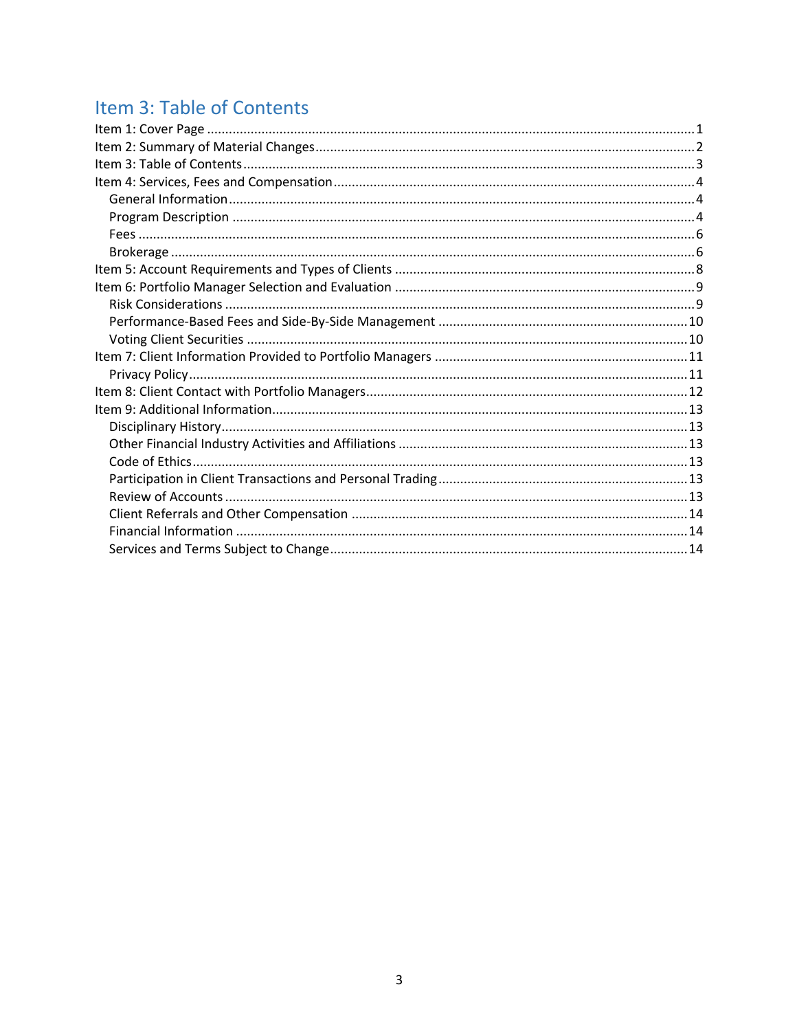# Item 3: Table of Contents

Item 1: Cover Page ..... 1
Item 2: Summary of Material Changes ..... 2
Item 3: Table of Contents ..... 3
Item 4: Services, Fees and Compensation ..... 4
  General Information ..... 4
  Program Description ..... 4
  Fees ..... 6
  Brokerage ..... 6
Item 5: Account Requirements and Types of Clients ..... 8
Item 6: Portfolio Manager Selection and Evaluation ..... 9
  Risk Considerations ..... 9
  Performance-Based Fees and Side-By-Side Management ..... 10
  Voting Client Securities ..... 10
Item 7: Client Information Provided to Portfolio Managers ..... 11
  Privacy Policy ..... 11
Item 8: Client Contact with Portfolio Managers ..... 12
Item 9: Additional Information ..... 13
  Disciplinary History ..... 13
  Other Financial Industry Activities and Affiliations ..... 13
  Code of Ethics ..... 13
  Participation in Client Transactions and Personal Trading ..... 13
  Review of Accounts ..... 13
  Client Referrals and Other Compensation ..... 14
  Financial Information ..... 14
  Services and Terms Subject to Change ..... 14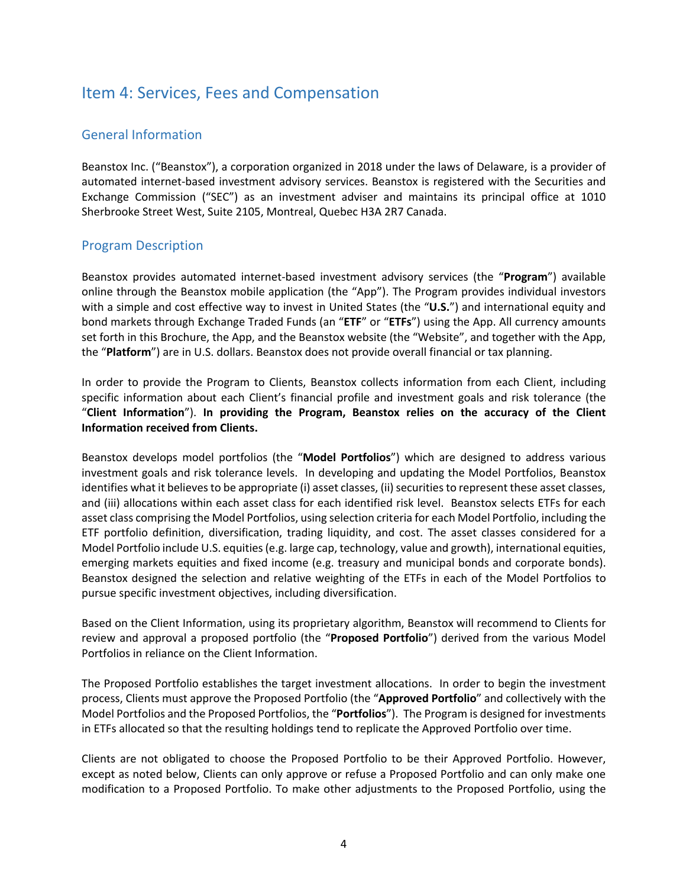## Item 4: Services, Fees and Compensation

### General Information

Beanstox Inc. ("Beanstox"), a corporation organized in 2018 under the laws of Delaware, is a provider of automated internet-based investment advisory services. Beanstox is registered with the Securities and Exchange Commission ("SEC") as an investment adviser and maintains its principal office at 1010 Sherbrooke Street West, Suite 2105, Montreal, Quebec H3A 2R7 Canada.

### Program Description

Beanstox provides automated internet-based investment advisory services (the "**Program**") available online through the Beanstox mobile application (the "App"). The Program provides individual investors with a simple and cost effective way to invest in United States (the "**U.S.**") and international equity and bond markets through Exchange Traded Funds (an "**ETF**" or "**ETFs**") using the App. All currency amounts set forth in this Brochure, the App, and the Beanstox website (the "Website", and together with the App, the "**Platform**") are in U.S. dollars. Beanstox does not provide overall financial or tax planning.

In order to provide the Program to Clients, Beanstox collects information from each Client, including specific information about each Client's financial profile and investment goals and risk tolerance (the "**Client Information**"). **In providing the Program, Beanstox relies on the accuracy of the Client Information received from Clients.**

Beanstox develops model portfolios (the "**Model Portfolios**") which are designed to address various investment goals and risk tolerance levels. In developing and updating the Model Portfolios, Beanstox identifies what it believes to be appropriate (i) asset classes, (ii) securities to represent these asset classes, and (iii) allocations within each asset class for each identified risk level. Beanstox selects ETFs for each asset class comprising the Model Portfolios, using selection criteria for each Model Portfolio, including the ETF portfolio definition, diversification, trading liquidity, and cost. The asset classes considered for a Model Portfolio include U.S. equities (e.g. large cap, technology, value and growth), international equities, emerging markets equities and fixed income (e.g. treasury and municipal bonds and corporate bonds). Beanstox designed the selection and relative weighting of the ETFs in each of the Model Portfolios to pursue specific investment objectives, including diversification.

Based on the Client Information, using its proprietary algorithm, Beanstox will recommend to Clients for review and approval a proposed portfolio (the "**Proposed Portfolio**") derived from the various Model Portfolios in reliance on the Client Information.

The Proposed Portfolio establishes the target investment allocations. In order to begin the investment process, Clients must approve the Proposed Portfolio (the "**Approved Portfolio**" and collectively with the Model Portfolios and the Proposed Portfolios, the "**Portfolios**"). The Program is designed for investments in ETFs allocated so that the resulting holdings tend to replicate the Approved Portfolio over time.

Clients are not obligated to choose the Proposed Portfolio to be their Approved Portfolio. However, except as noted below, Clients can only approve or refuse a Proposed Portfolio and can only make one modification to a Proposed Portfolio. To make other adjustments to the Proposed Portfolio, using the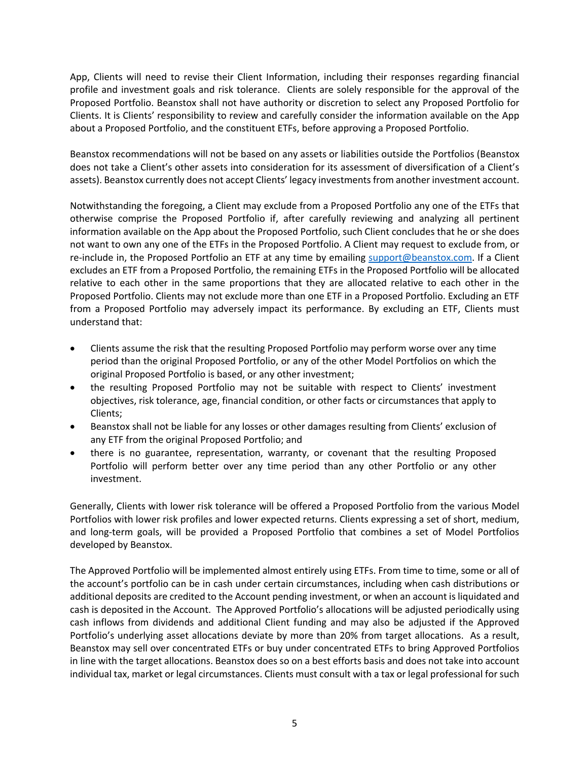App, Clients will need to revise their Client Information, including their responses regarding financial profile and investment goals and risk tolerance. Clients are solely responsible for the approval of the Proposed Portfolio. Beanstox shall not have authority or discretion to select any Proposed Portfolio for Clients. It is Clients' responsibility to review and carefully consider the information available on the App about a Proposed Portfolio, and the constituent ETFs, before approving a Proposed Portfolio.

Beanstox recommendations will not be based on any assets or liabilities outside the Portfolios (Beanstox does not take a Client's other assets into consideration for its assessment of diversification of a Client's assets). Beanstox currently does not accept Clients' legacy investments from another investment account.

Notwithstanding the foregoing, a Client may exclude from a Proposed Portfolio any one of the ETFs that otherwise comprise the Proposed Portfolio if, after carefully reviewing and analyzing all pertinent information available on the App about the Proposed Portfolio, such Client concludes that he or she does not want to own any one of the ETFs in the Proposed Portfolio. A Client may request to exclude from, or re-include in, the Proposed Portfolio an ETF at any time by emailing support@beanstox.com. If a Client excludes an ETF from a Proposed Portfolio, the remaining ETFs in the Proposed Portfolio will be allocated relative to each other in the same proportions that they are allocated relative to each other in the Proposed Portfolio. Clients may not exclude more than one ETF in a Proposed Portfolio. Excluding an ETF from a Proposed Portfolio may adversely impact its performance. By excluding an ETF, Clients must understand that:

- Clients assume the risk that the resulting Proposed Portfolio may perform worse over any time period than the original Proposed Portfolio, or any of the other Model Portfolios on which the original Proposed Portfolio is based, or any other investment;
- the resulting Proposed Portfolio may not be suitable with respect to Clients' investment objectives, risk tolerance, age, financial condition, or other facts or circumstances that apply to Clients;
- Beanstox shall not be liable for any losses or other damages resulting from Clients' exclusion of any ETF from the original Proposed Portfolio; and
- there is no guarantee, representation, warranty, or covenant that the resulting Proposed Portfolio will perform better over any time period than any other Portfolio or any other investment.

Generally, Clients with lower risk tolerance will be offered a Proposed Portfolio from the various Model Portfolios with lower risk profiles and lower expected returns. Clients expressing a set of short, medium, and long-term goals, will be provided a Proposed Portfolio that combines a set of Model Portfolios developed by Beanstox.

The Approved Portfolio will be implemented almost entirely using ETFs. From time to time, some or all of the account's portfolio can be in cash under certain circumstances, including when cash distributions or additional deposits are credited to the Account pending investment, or when an account is liquidated and cash is deposited in the Account. The Approved Portfolio's allocations will be adjusted periodically using cash inflows from dividends and additional Client funding and may also be adjusted if the Approved Portfolio's underlying asset allocations deviate by more than 20% from target allocations. As a result, Beanstox may sell over concentrated ETFs or buy under concentrated ETFs to bring Approved Portfolios in line with the target allocations. Beanstox does so on a best efforts basis and does not take into account individual tax, market or legal circumstances. Clients must consult with a tax or legal professional for such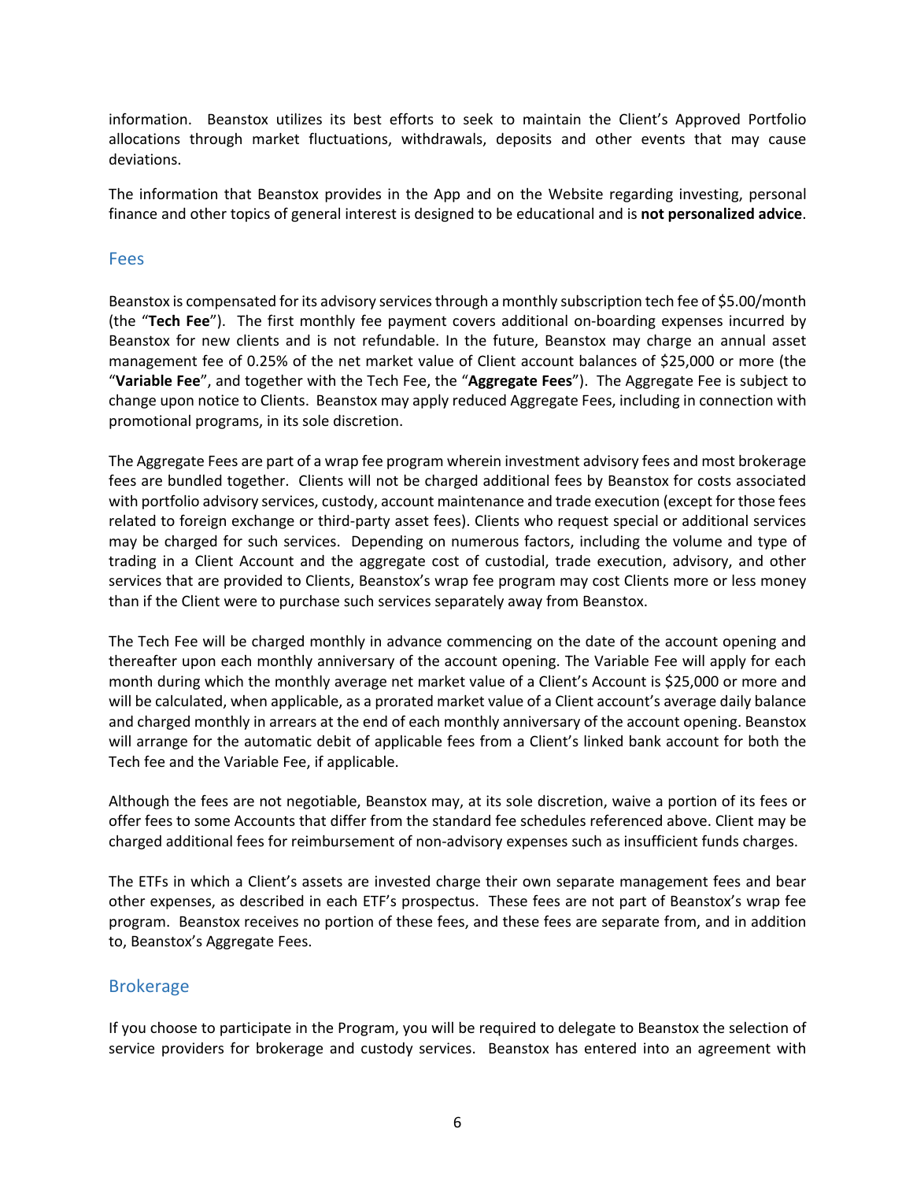information. Beanstox utilizes its best efforts to seek to maintain the Client's Approved Portfolio allocations through market fluctuations, withdrawals, deposits and other events that may cause deviations.

The information that Beanstox provides in the App and on the Website regarding investing, personal finance and other topics of general interest is designed to be educational and is **not personalized advice**.

## Fees

Beanstox is compensated for its advisory services through a monthly subscription tech fee of $5.00/month (the "**Tech Fee**"). The first monthly fee payment covers additional on-boarding expenses incurred by Beanstox for new clients and is not refundable. In the future, Beanstox may charge an annual asset management fee of 0.25% of the net market value of Client account balances of $25,000 or more (the "**Variable Fee**", and together with the Tech Fee, the "**Aggregate Fees**"). The Aggregate Fee is subject to change upon notice to Clients. Beanstox may apply reduced Aggregate Fees, including in connection with promotional programs, in its sole discretion.

The Aggregate Fees are part of a wrap fee program wherein investment advisory fees and most brokerage fees are bundled together. Clients will not be charged additional fees by Beanstox for costs associated with portfolio advisory services, custody, account maintenance and trade execution (except for those fees related to foreign exchange or third-party asset fees). Clients who request special or additional services may be charged for such services. Depending on numerous factors, including the volume and type of trading in a Client Account and the aggregate cost of custodial, trade execution, advisory, and other services that are provided to Clients, Beanstox's wrap fee program may cost Clients more or less money than if the Client were to purchase such services separately away from Beanstox.

The Tech Fee will be charged monthly in advance commencing on the date of the account opening and thereafter upon each monthly anniversary of the account opening. The Variable Fee will apply for each month during which the monthly average net market value of a Client's Account is $25,000 or more and will be calculated, when applicable, as a prorated market value of a Client account's average daily balance and charged monthly in arrears at the end of each monthly anniversary of the account opening. Beanstox will arrange for the automatic debit of applicable fees from a Client's linked bank account for both the Tech fee and the Variable Fee, if applicable.

Although the fees are not negotiable, Beanstox may, at its sole discretion, waive a portion of its fees or offer fees to some Accounts that differ from the standard fee schedules referenced above. Client may be charged additional fees for reimbursement of non-advisory expenses such as insufficient funds charges.

The ETFs in which a Client's assets are invested charge their own separate management fees and bear other expenses, as described in each ETF's prospectus. These fees are not part of Beanstox's wrap fee program. Beanstox receives no portion of these fees, and these fees are separate from, and in addition to, Beanstox's Aggregate Fees.

## Brokerage

If you choose to participate in the Program, you will be required to delegate to Beanstox the selection of service providers for brokerage and custody services. Beanstox has entered into an agreement with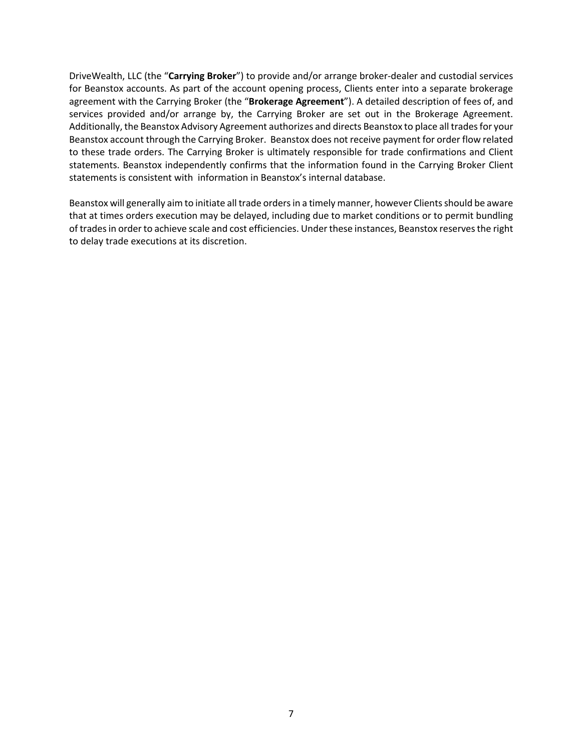DriveWealth, LLC (the "**Carrying Broker**") to provide and/or arrange broker-dealer and custodial services for Beanstox accounts. As part of the account opening process, Clients enter into a separate brokerage agreement with the Carrying Broker (the "**Brokerage Agreement**"). A detailed description of fees of, and services provided and/or arrange by, the Carrying Broker are set out in the Brokerage Agreement. Additionally, the Beanstox Advisory Agreement authorizes and directs Beanstox to place all trades for your Beanstox account through the Carrying Broker. Beanstox does not receive payment for order flow related to these trade orders. The Carrying Broker is ultimately responsible for trade confirmations and Client statements. Beanstox independently confirms that the information found in the Carrying Broker Client statements is consistent with information in Beanstox's internal database.

Beanstox will generally aim to initiate all trade orders in a timely manner, however Clients should be aware that at times orders execution may be delayed, including due to market conditions or to permit bundling of trades in order to achieve scale and cost efficiencies. Under these instances, Beanstox reserves the right to delay trade executions at its discretion.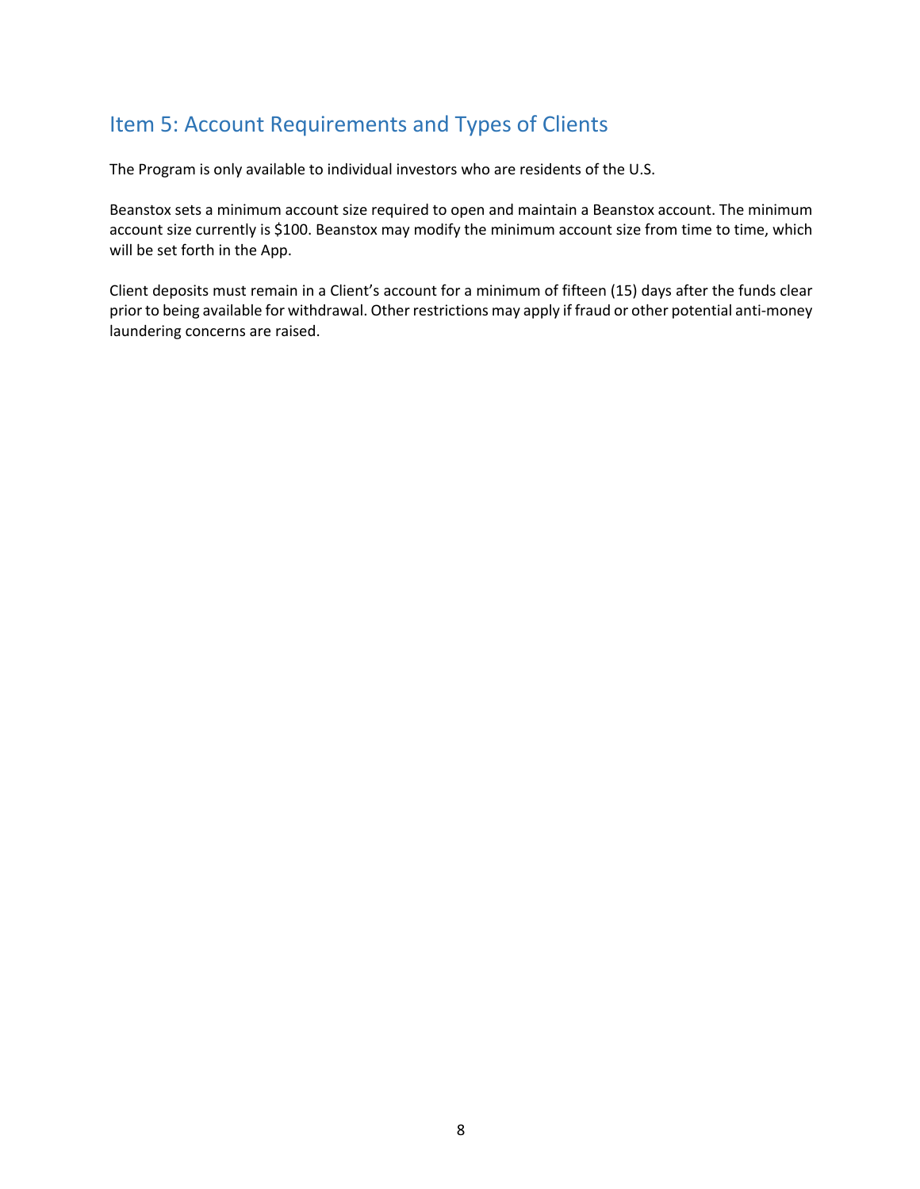## Item 5: Account Requirements and Types of Clients

The Program is only available to individual investors who are residents of the U.S.

Beanstox sets a minimum account size required to open and maintain a Beanstox account. The minimum account size currently is $100. Beanstox may modify the minimum account size from time to time, which will be set forth in the App.

Client deposits must remain in a Client's account for a minimum of fifteen (15) days after the funds clear prior to being available for withdrawal. Other restrictions may apply if fraud or other potential anti-money laundering concerns are raised.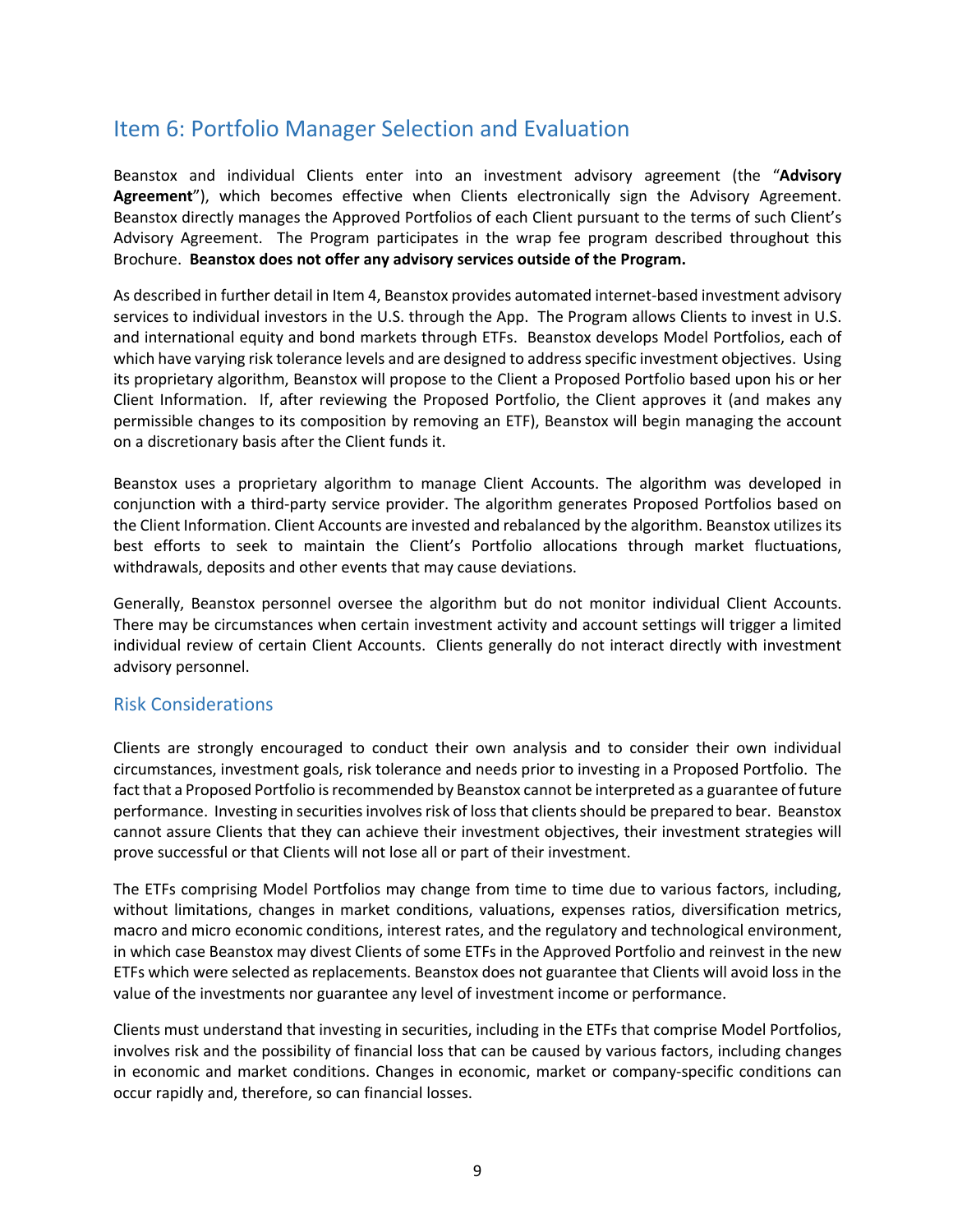## Item 6: Portfolio Manager Selection and Evaluation

Beanstox and individual Clients enter into an investment advisory agreement (the "**Advisory Agreement**"), which becomes effective when Clients electronically sign the Advisory Agreement. Beanstox directly manages the Approved Portfolios of each Client pursuant to the terms of such Client's Advisory Agreement. The Program participates in the wrap fee program described throughout this Brochure. **Beanstox does not offer any advisory services outside of the Program.**

As described in further detail in Item 4, Beanstox provides automated internet-based investment advisory services to individual investors in the U.S. through the App. The Program allows Clients to invest in U.S. and international equity and bond markets through ETFs. Beanstox develops Model Portfolios, each of which have varying risk tolerance levels and are designed to address specific investment objectives. Using its proprietary algorithm, Beanstox will propose to the Client a Proposed Portfolio based upon his or her Client Information. If, after reviewing the Proposed Portfolio, the Client approves it (and makes any permissible changes to its composition by removing an ETF), Beanstox will begin managing the account on a discretionary basis after the Client funds it.

Beanstox uses a proprietary algorithm to manage Client Accounts. The algorithm was developed in conjunction with a third-party service provider. The algorithm generates Proposed Portfolios based on the Client Information. Client Accounts are invested and rebalanced by the algorithm. Beanstox utilizes its best efforts to seek to maintain the Client's Portfolio allocations through market fluctuations, withdrawals, deposits and other events that may cause deviations.

Generally, Beanstox personnel oversee the algorithm but do not monitor individual Client Accounts. There may be circumstances when certain investment activity and account settings will trigger a limited individual review of certain Client Accounts. Clients generally do not interact directly with investment advisory personnel.

### Risk Considerations

Clients are strongly encouraged to conduct their own analysis and to consider their own individual circumstances, investment goals, risk tolerance and needs prior to investing in a Proposed Portfolio. The fact that a Proposed Portfolio is recommended by Beanstox cannot be interpreted as a guarantee of future performance. Investing in securities involves risk of loss that clients should be prepared to bear. Beanstox cannot assure Clients that they can achieve their investment objectives, their investment strategies will prove successful or that Clients will not lose all or part of their investment.

The ETFs comprising Model Portfolios may change from time to time due to various factors, including, without limitations, changes in market conditions, valuations, expenses ratios, diversification metrics, macro and micro economic conditions, interest rates, and the regulatory and technological environment, in which case Beanstox may divest Clients of some ETFs in the Approved Portfolio and reinvest in the new ETFs which were selected as replacements. Beanstox does not guarantee that Clients will avoid loss in the value of the investments nor guarantee any level of investment income or performance.

Clients must understand that investing in securities, including in the ETFs that comprise Model Portfolios, involves risk and the possibility of financial loss that can be caused by various factors, including changes in economic and market conditions. Changes in economic, market or company-specific conditions can occur rapidly and, therefore, so can financial losses.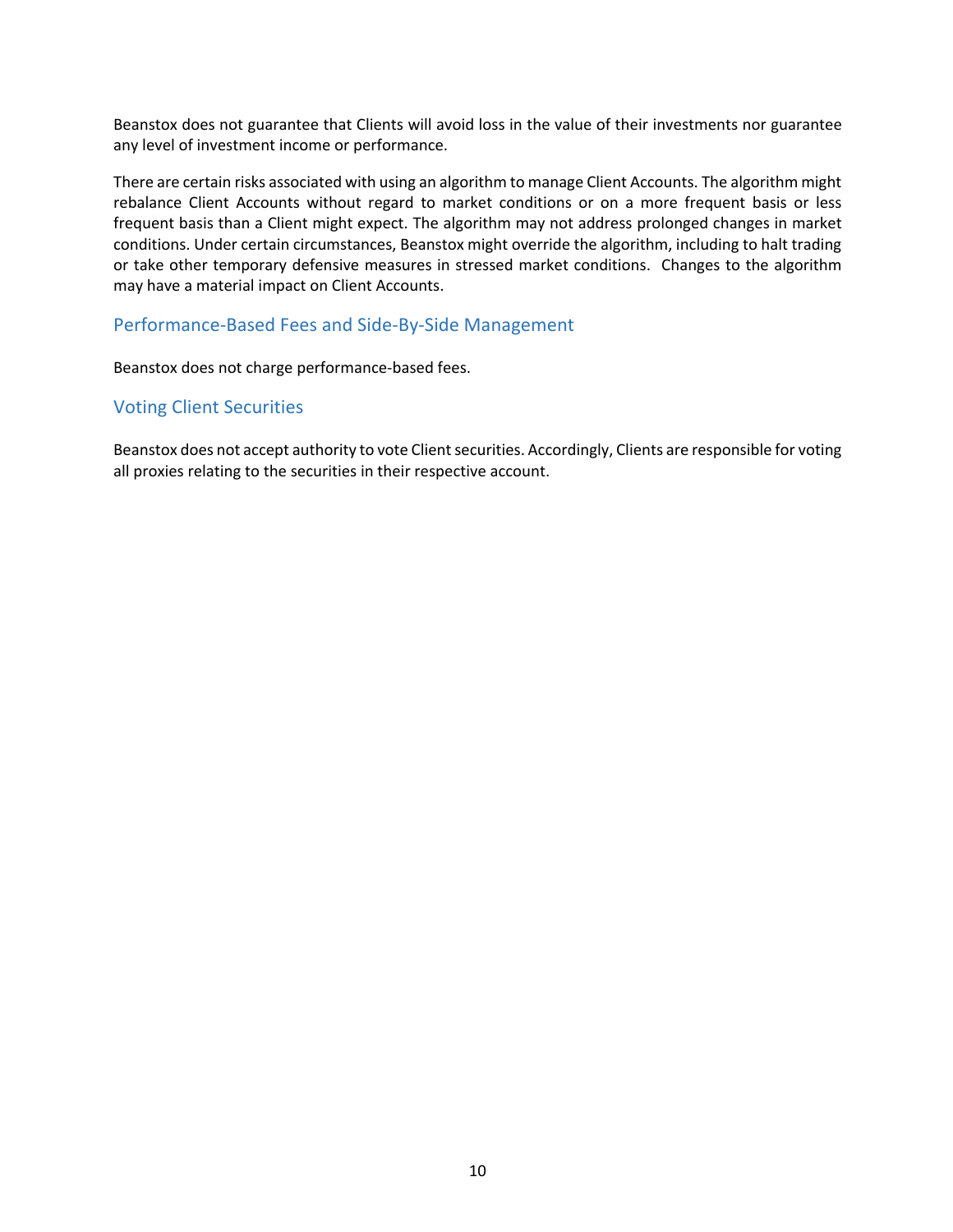Beanstox does not guarantee that Clients will avoid loss in the value of their investments nor guarantee any level of investment income or performance.

There are certain risks associated with using an algorithm to manage Client Accounts. The algorithm might rebalance Client Accounts without regard to market conditions or on a more frequent basis or less frequent basis than a Client might expect. The algorithm may not address prolonged changes in market conditions. Under certain circumstances, Beanstox might override the algorithm, including to halt trading or take other temporary defensive measures in stressed market conditions. Changes to the algorithm may have a material impact on Client Accounts.

## Performance-Based Fees and Side-By-Side Management

Beanstox does not charge performance-based fees.

## Voting Client Securities

Beanstox does not accept authority to vote Client securities. Accordingly, Clients are responsible for voting all proxies relating to the securities in their respective account.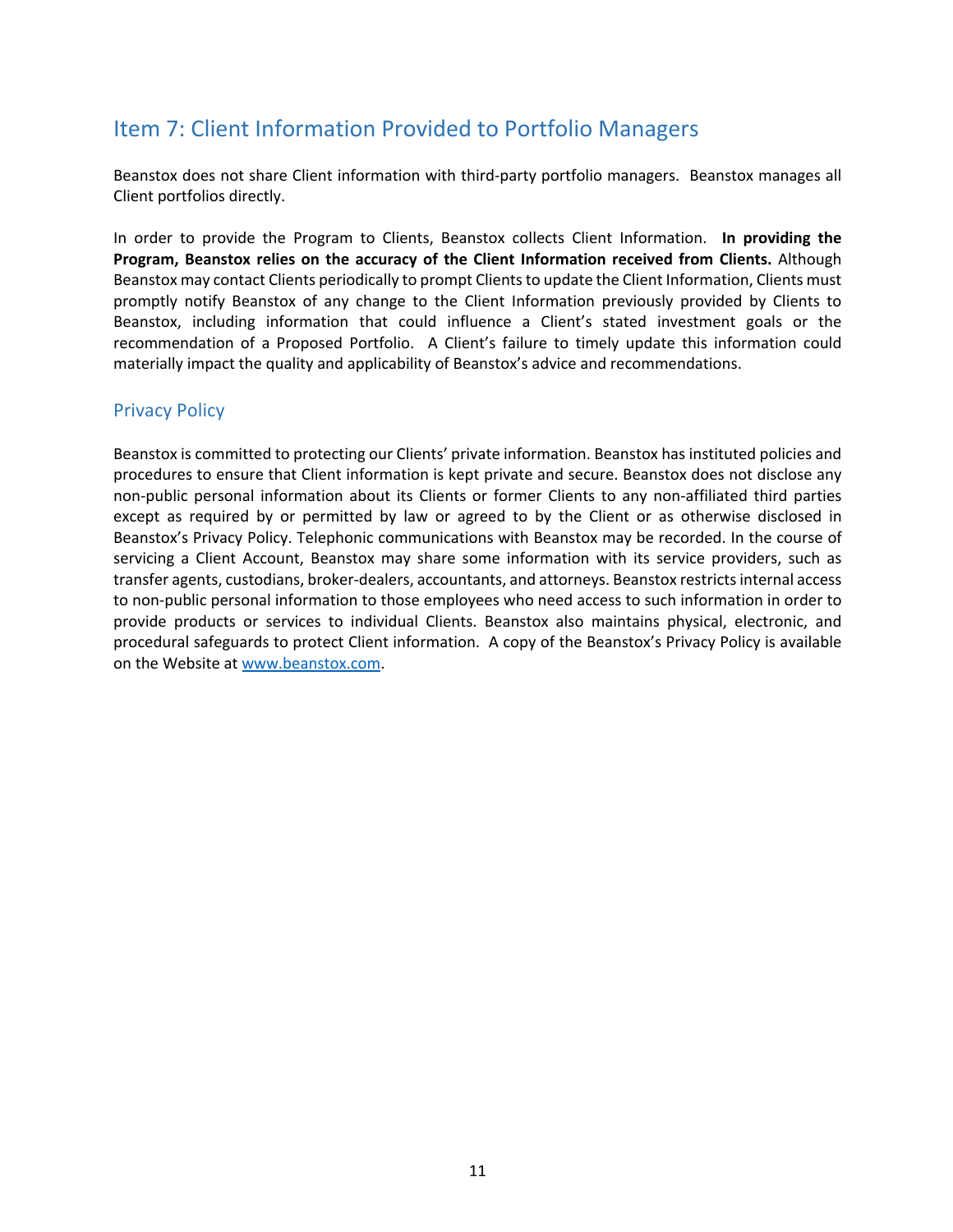## Item 7: Client Information Provided to Portfolio Managers

Beanstox does not share Client information with third-party portfolio managers. Beanstox manages all Client portfolios directly.

In order to provide the Program to Clients, Beanstox collects Client Information. **In providing the Program, Beanstox relies on the accuracy of the Client Information received from Clients.** Although Beanstox may contact Clients periodically to prompt Clients to update the Client Information, Clients must promptly notify Beanstox of any change to the Client Information previously provided by Clients to Beanstox, including information that could influence a Client's stated investment goals or the recommendation of a Proposed Portfolio. A Client's failure to timely update this information could materially impact the quality and applicability of Beanstox's advice and recommendations.

### Privacy Policy

Beanstox is committed to protecting our Clients' private information. Beanstox has instituted policies and procedures to ensure that Client information is kept private and secure. Beanstox does not disclose any non-public personal information about its Clients or former Clients to any non-affiliated third parties except as required by or permitted by law or agreed to by the Client or as otherwise disclosed in Beanstox's Privacy Policy. Telephonic communications with Beanstox may be recorded. In the course of servicing a Client Account, Beanstox may share some information with its service providers, such as transfer agents, custodians, broker-dealers, accountants, and attorneys. Beanstox restricts internal access to non-public personal information to those employees who need access to such information in order to provide products or services to individual Clients. Beanstox also maintains physical, electronic, and procedural safeguards to protect Client information. A copy of the Beanstox's Privacy Policy is available on the Website at [www.beanstox.com](www.beanstox.com).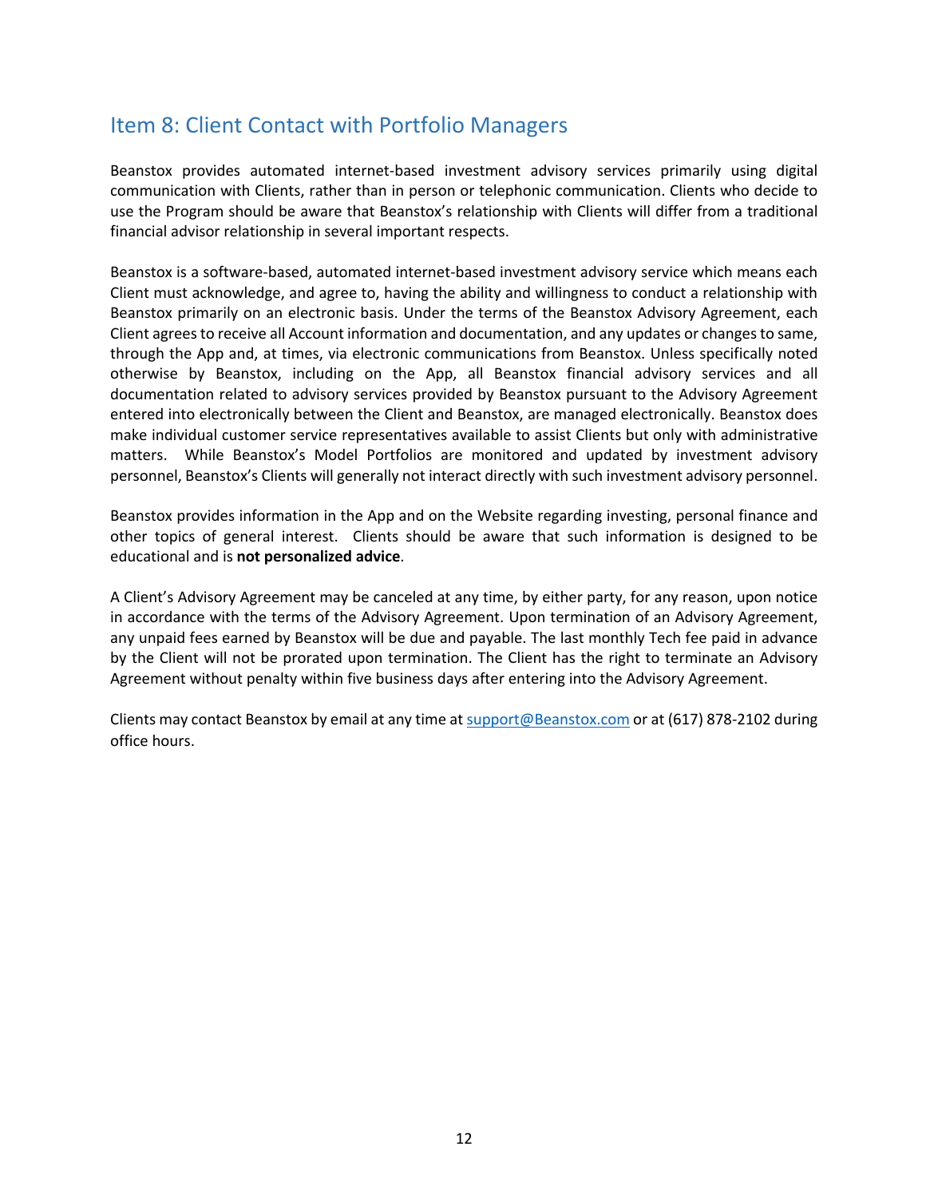## Item 8: Client Contact with Portfolio Managers

Beanstox provides automated internet-based investment advisory services primarily using digital communication with Clients, rather than in person or telephonic communication. Clients who decide to use the Program should be aware that Beanstox's relationship with Clients will differ from a traditional financial advisor relationship in several important respects.

Beanstox is a software-based, automated internet-based investment advisory service which means each Client must acknowledge, and agree to, having the ability and willingness to conduct a relationship with Beanstox primarily on an electronic basis. Under the terms of the Beanstox Advisory Agreement, each Client agrees to receive all Account information and documentation, and any updates or changes to same, through the App and, at times, via electronic communications from Beanstox. Unless specifically noted otherwise by Beanstox, including on the App, all Beanstox financial advisory services and all documentation related to advisory services provided by Beanstox pursuant to the Advisory Agreement entered into electronically between the Client and Beanstox, are managed electronically. Beanstox does make individual customer service representatives available to assist Clients but only with administrative matters. While Beanstox's Model Portfolios are monitored and updated by investment advisory personnel, Beanstox's Clients will generally not interact directly with such investment advisory personnel.

Beanstox provides information in the App and on the Website regarding investing, personal finance and other topics of general interest. Clients should be aware that such information is designed to be educational and is **not personalized advice**.

A Client's Advisory Agreement may be canceled at any time, by either party, for any reason, upon notice in accordance with the terms of the Advisory Agreement. Upon termination of an Advisory Agreement, any unpaid fees earned by Beanstox will be due and payable. The last monthly Tech fee paid in advance by the Client will not be prorated upon termination. The Client has the right to terminate an Advisory Agreement without penalty within five business days after entering into the Advisory Agreement.

Clients may contact Beanstox by email at any time at support@Beanstox.com or at (617) 878-2102 during office hours.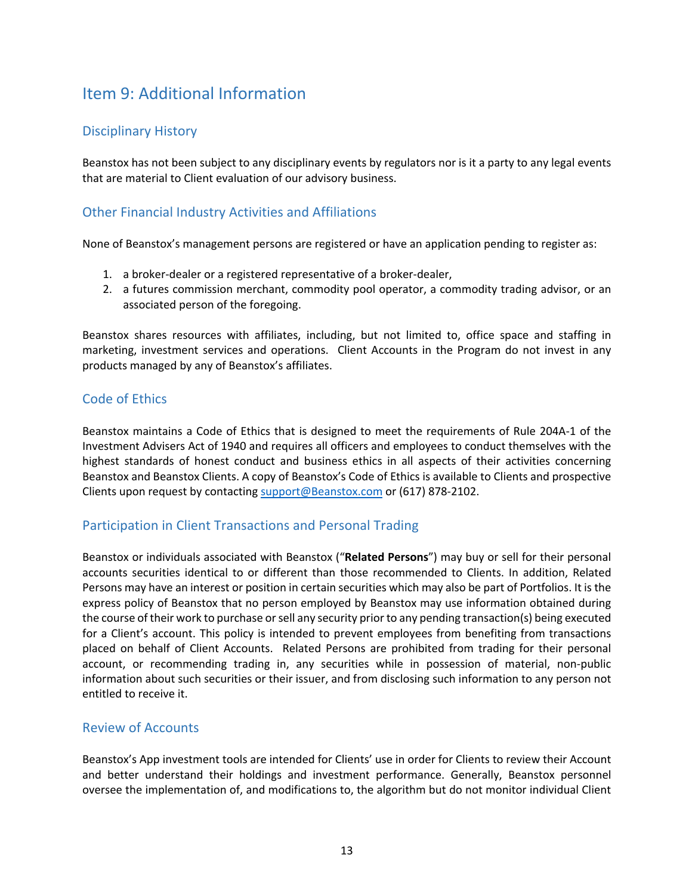# Item 9: Additional Information

## Disciplinary History

Beanstox has not been subject to any disciplinary events by regulators nor is it a party to any legal events that are material to Client evaluation of our advisory business.

## Other Financial Industry Activities and Affiliations

None of Beanstox's management persons are registered or have an application pending to register as:

1. a broker-dealer or a registered representative of a broker-dealer,
2. a futures commission merchant, commodity pool operator, a commodity trading advisor, or an associated person of the foregoing.

Beanstox shares resources with affiliates, including, but not limited to, office space and staffing in marketing, investment services and operations. Client Accounts in the Program do not invest in any products managed by any of Beanstox's affiliates.

## Code of Ethics

Beanstox maintains a Code of Ethics that is designed to meet the requirements of Rule 204A-1 of the Investment Advisers Act of 1940 and requires all officers and employees to conduct themselves with the highest standards of honest conduct and business ethics in all aspects of their activities concerning Beanstox and Beanstox Clients. A copy of Beanstox's Code of Ethics is available to Clients and prospective Clients upon request by contacting support@Beanstox.com or (617) 878-2102.

## Participation in Client Transactions and Personal Trading

Beanstox or individuals associated with Beanstox ("**Related Persons**") may buy or sell for their personal accounts securities identical to or different than those recommended to Clients. In addition, Related Persons may have an interest or position in certain securities which may also be part of Portfolios. It is the express policy of Beanstox that no person employed by Beanstox may use information obtained during the course of their work to purchase or sell any security prior to any pending transaction(s) being executed for a Client's account. This policy is intended to prevent employees from benefiting from transactions placed on behalf of Client Accounts. Related Persons are prohibited from trading for their personal account, or recommending trading in, any securities while in possession of material, non-public information about such securities or their issuer, and from disclosing such information to any person not entitled to receive it.

## Review of Accounts

Beanstox's App investment tools are intended for Clients' use in order for Clients to review their Account and better understand their holdings and investment performance. Generally, Beanstox personnel oversee the implementation of, and modifications to, the algorithm but do not monitor individual Client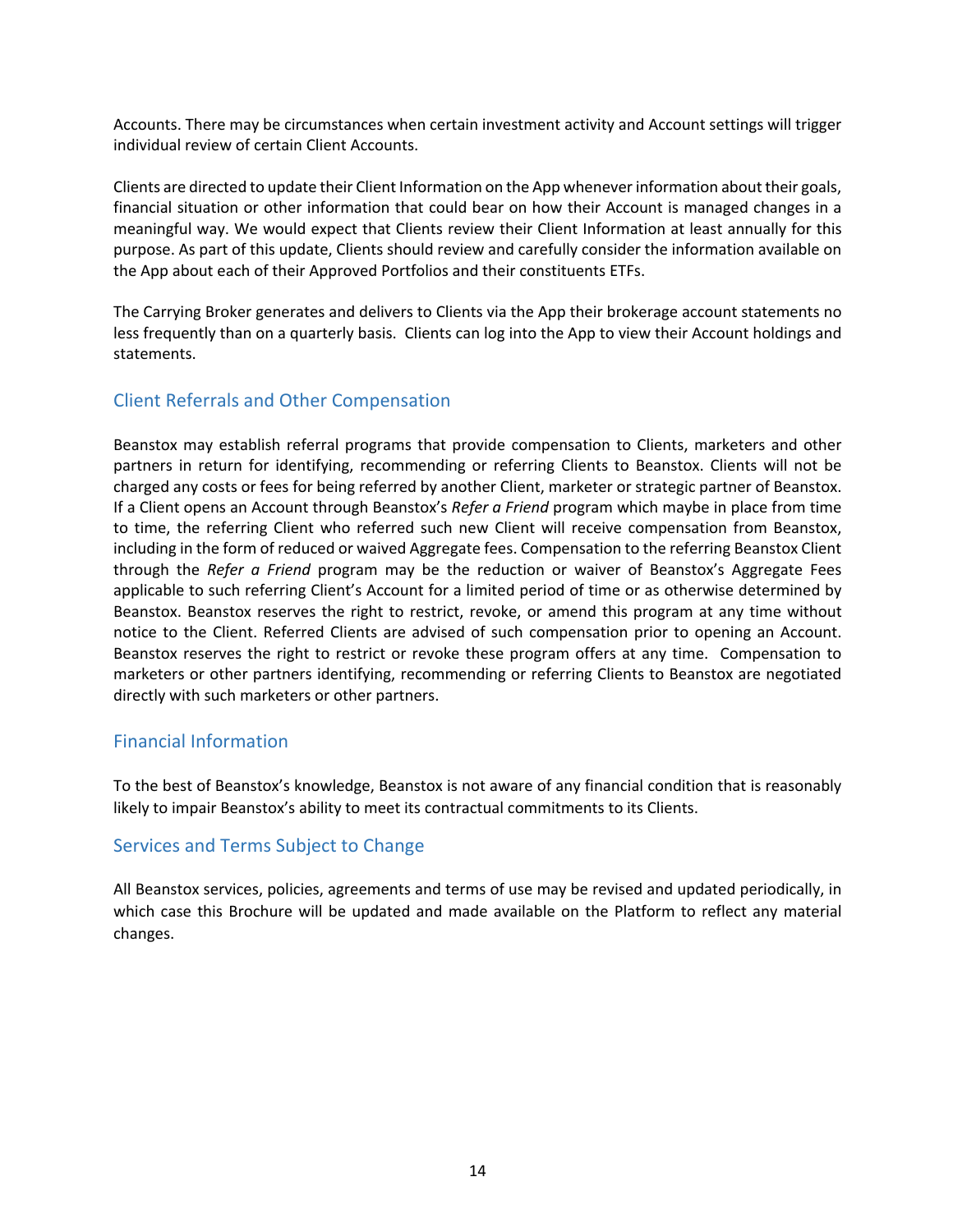Accounts. There may be circumstances when certain investment activity and Account settings will trigger individual review of certain Client Accounts.

Clients are directed to update their Client Information on the App whenever information about their goals, financial situation or other information that could bear on how their Account is managed changes in a meaningful way. We would expect that Clients review their Client Information at least annually for this purpose. As part of this update, Clients should review and carefully consider the information available on the App about each of their Approved Portfolios and their constituents ETFs.

The Carrying Broker generates and delivers to Clients via the App their brokerage account statements no less frequently than on a quarterly basis. Clients can log into the App to view their Account holdings and statements.

## Client Referrals and Other Compensation

Beanstox may establish referral programs that provide compensation to Clients, marketers and other partners in return for identifying, recommending or referring Clients to Beanstox. Clients will not be charged any costs or fees for being referred by another Client, marketer or strategic partner of Beanstox. If a Client opens an Account through Beanstox's *Refer a Friend* program which maybe in place from time to time, the referring Client who referred such new Client will receive compensation from Beanstox, including in the form of reduced or waived Aggregate fees. Compensation to the referring Beanstox Client through the *Refer a Friend* program may be the reduction or waiver of Beanstox's Aggregate Fees applicable to such referring Client's Account for a limited period of time or as otherwise determined by Beanstox. Beanstox reserves the right to restrict, revoke, or amend this program at any time without notice to the Client. Referred Clients are advised of such compensation prior to opening an Account. Beanstox reserves the right to restrict or revoke these program offers at any time. Compensation to marketers or other partners identifying, recommending or referring Clients to Beanstox are negotiated directly with such marketers or other partners.

## Financial Information

To the best of Beanstox's knowledge, Beanstox is not aware of any financial condition that is reasonably likely to impair Beanstox's ability to meet its contractual commitments to its Clients.

## Services and Terms Subject to Change

All Beanstox services, policies, agreements and terms of use may be revised and updated periodically, in which case this Brochure will be updated and made available on the Platform to reflect any material changes.